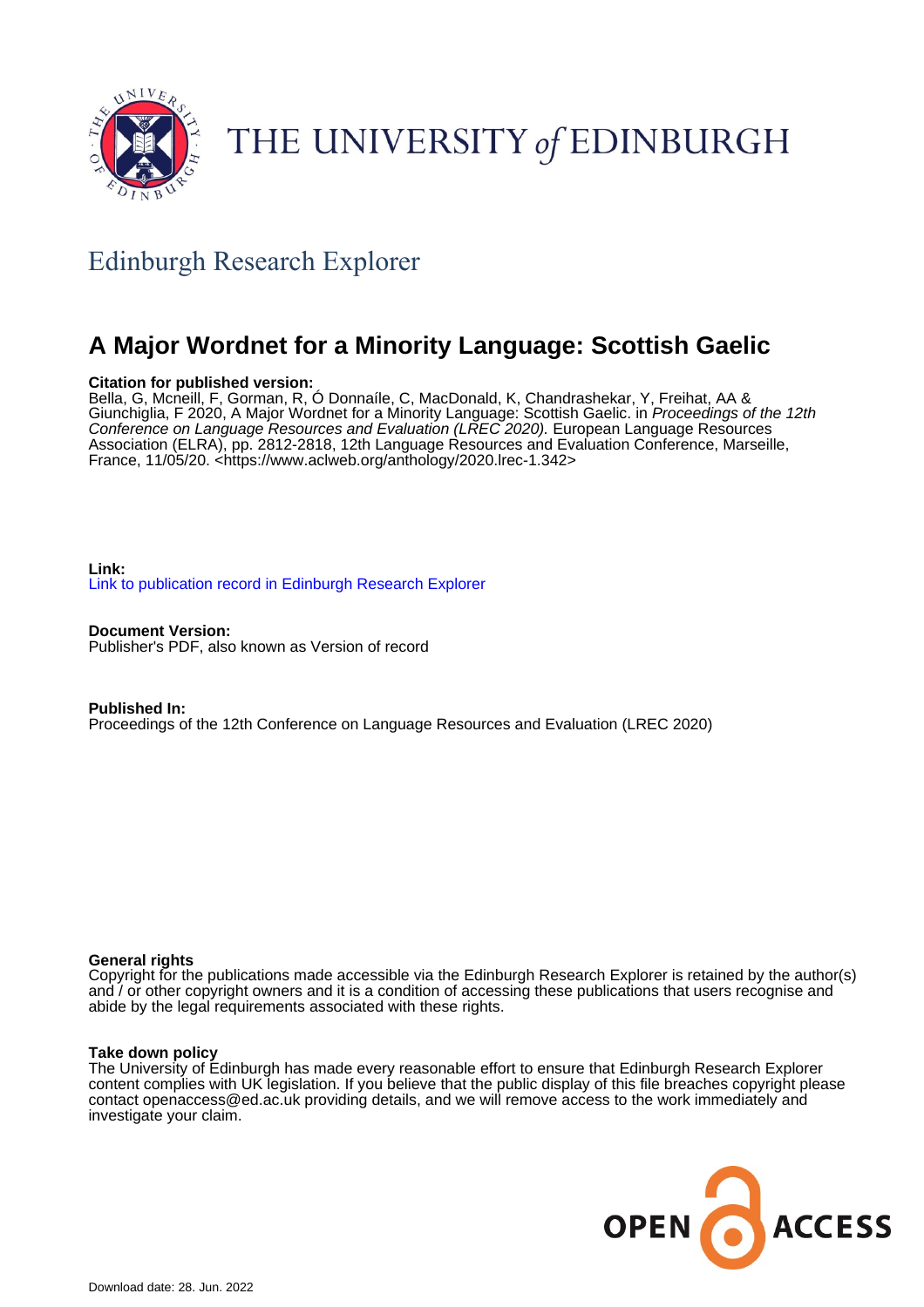THE UNIVERSITY *of* EDINBURGH

## Edinburgh Research Explorer

# A Major Wordnet for a Minority Language: Scottish Gaelic

**Citation for published version:**
Bella, G, Mcneill, F, Gorman, R, Ó Donnaíle, C, MacDonald, K, Chandrashekar, Y, Freihat, AA & Giunchiglia, F 2020, A Major Wordnet for a Minority Language: Scottish Gaelic. in *Proceedings of the 12th Conference on Language Resources and Evaluation (LREC 2020).* European Language Resources Association (ELRA), pp. 2812-2818, 12th Language Resources and Evaluation Conference, Marseille, France, 11/05/20. <https://www.aclweb.org/anthology/2020.lrec-1.342>

**Link:**
Link to publication record in Edinburgh Research Explorer

**Document Version:**
Publisher's PDF, also known as Version of record

**Published In:**
Proceedings of the 12th Conference on Language Resources and Evaluation (LREC 2020)

**General rights**
Copyright for the publications made accessible via the Edinburgh Research Explorer is retained by the author(s) and / or other copyright owners and it is a condition of accessing these publications that users recognise and abide by the legal requirements associated with these rights.

**Take down policy**
The University of Edinburgh has made every reasonable effort to ensure that Edinburgh Research Explorer content complies with UK legislation. If you believe that the public display of this file breaches copyright please contact openaccess@ed.ac.uk providing details, and we will remove access to the work immediately and investigate your claim.

OPEN ACCESS

Download date: 28. Jun. 2022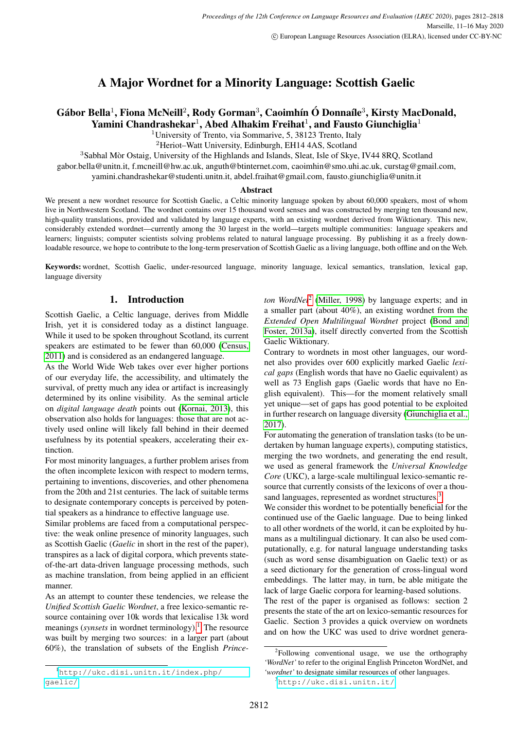# A Major Wordnet for a Minority Language: Scottish Gaelic

**Gábor Bella**[1], **Fiona McNeill**[2], **Rody Gorman**[3], **Caoimhín Ó Donnaíle**[3], **Kirsty MacDonald**, **Yamini Chandrashekar**[1], **Abed Alhakim Freihat**[1], **and Fausto Giunchiglia**[1]

[1]University of Trento, via Sommarive, 5, 38123 Trento, Italy
[2]Heriot–Watt University, Edinburgh, EH14 4AS, Scotland
[3]Sabhal Mòr Ostaig, University of the Highlands and Islands, Sleat, Isle of Skye, IV44 8RQ, Scotland
gabor.bella@unitn.it, f.mcneill@hw.ac.uk, anguth@btinternet.com, caoimhin@smo.uhi.ac.uk, curstag@gmail.com, yamini.chandrashekar@studenti.unitn.it, abdel.fraihat@gmail.com, fausto.giunchiglia@unitn.it

### Abstract

We present a new wordnet resource for Scottish Gaelic, a Celtic minority language spoken by about 60,000 speakers, most of whom live in Northwestern Scotland. The wordnet contains over 15 thousand word senses and was constructed by merging ten thousand new, high-quality translations, provided and validated by language experts, with an existing wordnet derived from Wiktionary. This new, considerably extended wordnet—currently among the 30 largest in the world—targets multiple communities: language speakers and learners; linguists; computer scientists solving problems related to natural language processing. By publishing it as a freely downloadable resource, we hope to contribute to the long-term preservation of Scottish Gaelic as a living language, both offline and on the Web.

**Keywords:** wordnet, Scottish Gaelic, under-resourced language, minority language, lexical semantics, translation, lexical gap, language diversity

## 1. Introduction

Scottish Gaelic, a Celtic language, derives from Middle Irish, yet it is considered today as a distinct language. While it used to be spoken throughout Scotland, its current speakers are estimated to be fewer than 60,000 (Census, 2011) and is considered as an endangered language.

As the World Wide Web takes over ever higher portions of our everyday life, the accessibility, and ultimately the survival, of pretty much any idea or artifact is increasingly determined by its online visibility. As the seminal article on *digital language death* points out (Kornai, 2013), this observation also holds for languages: those that are not actively used online will likely fall behind in their deemed usefulness by its potential speakers, accelerating their extinction.

For most minority languages, a further problem arises from the often incomplete lexicon with respect to modern terms, pertaining to inventions, discoveries, and other phenomena from the 20th and 21st centuries. The lack of suitable terms to designate contemporary concepts is perceived by potential speakers as a hindrance to effective language use.

Similar problems are faced from a computational perspective: the weak online presence of minority languages, such as Scottish Gaelic (*Gaelic* in short in the rest of the paper), transpires as a lack of digital corpora, which prevents state-of-the-art data-driven language processing methods, such as machine translation, from being applied in an efficient manner.

As an attempt to counter these tendencies, we release the *Unified Scottish Gaelic Wordnet*, a free lexico-semantic resource containing over 10k words that lexicalise 13k word meanings (*synsets* in wordnet terminology).[1] The resource was built by merging two sources: in a larger part (about 60%), the translation of subsets of the English *Princeton WordNet*[2] (Miller, 1998) by language experts; and in a smaller part (about 40%), an existing wordnet from the *Extended Open Multilingual Wordnet* project (Bond and Foster, 2013a), itself directly converted from the Scottish Gaelic Wiktionary.

Contrary to wordnets in most other languages, our wordnet also provides over 600 explicitly marked Gaelic *lexical gaps* (English words that have no Gaelic equivalent) as well as 73 English gaps (Gaelic words that have no English equivalent). This—for the moment relatively small yet unique—set of gaps has good potential to be exploited in further research on language diversity (Giunchiglia et al., 2017).

For automating the generation of translation tasks (to be undertaken by human language experts), computing statistics, merging the two wordnets, and generating the end result, we used as general framework the *Universal Knowledge Core* (UKC), a large-scale multilingual lexico-semantic resource that currently consists of the lexicons of over a thousand languages, represented as wordnet structures.[3]

We consider this wordnet to be potentially beneficial for the continued use of the Gaelic language. Due to being linked to all other wordnets of the world, it can be exploited by humans as a multilingual dictionary. It can also be used computationally, e.g. for natural language understanding tasks (such as word sense disambiguation on Gaelic text) or as a seed dictionary for the generation of cross-lingual word embeddings. The latter may, in turn, be able mitigate the lack of large Gaelic corpora for learning-based solutions.

The rest of the paper is organised as follows: section 2 presents the state of the art on lexico-semantic resources for Gaelic. Section 3 provides a quick overview on wordnets and on how the UKC was used to drive wordnet genera-

[1] http://ukc.disi.unitn.it/index.php/gaelic/

[2] Following conventional usage, we use the orthography *'WordNet'* to refer to the original English Princeton WordNet, and *'wordnet'* to designate similar resources of other languages.

[3] http://ukc.disi.unitn.it/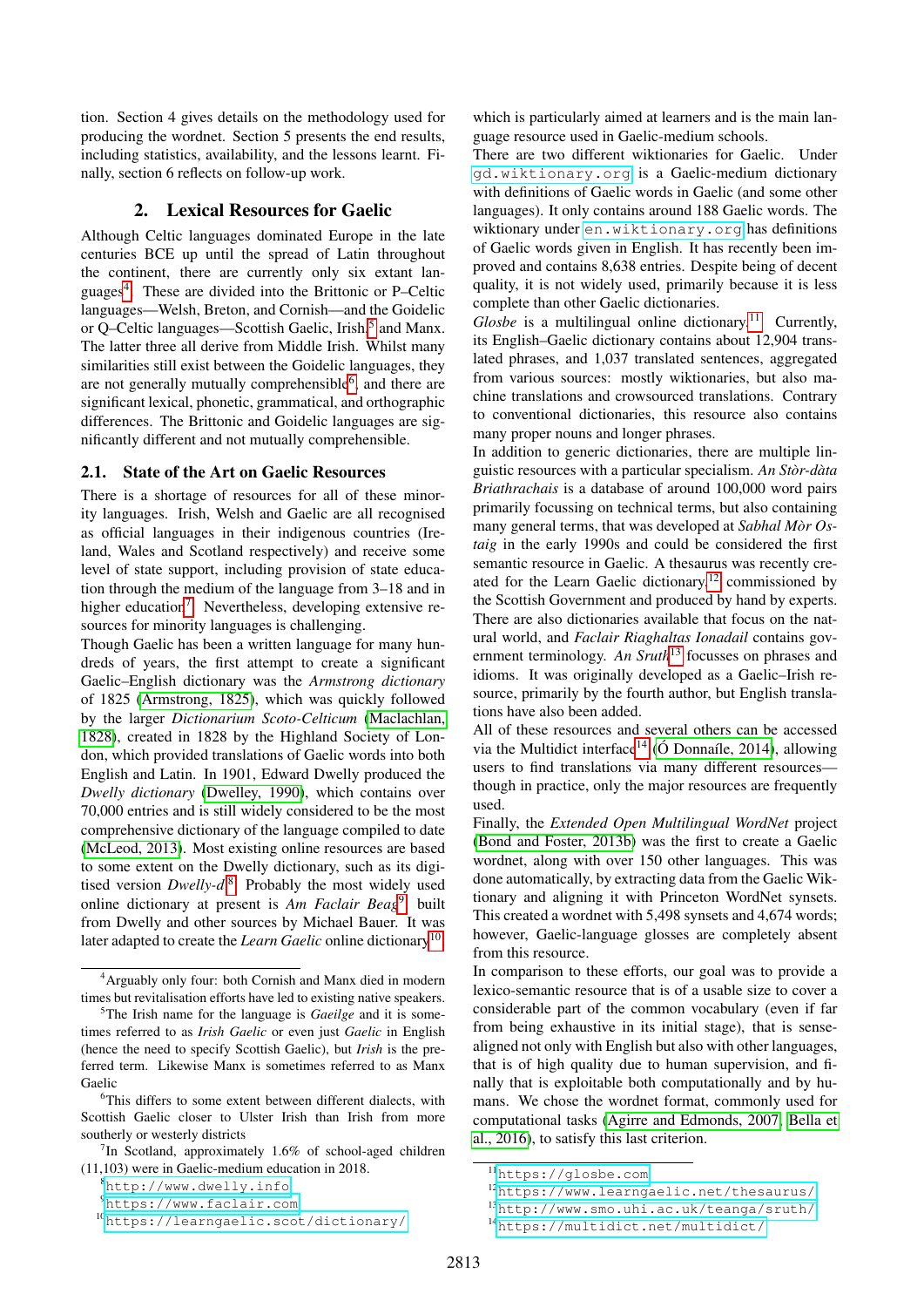tion. Section 4 gives details on the methodology used for producing the wordnet. Section 5 presents the end results, including statistics, availability, and the lessons learnt. Finally, section 6 reflects on follow-up work.

## 2. Lexical Resources for Gaelic

Although Celtic languages dominated Europe in the late centuries BCE up until the spread of Latin throughout the continent, there are currently only six extant languages[4]. These are divided into the Brittonic or P–Celtic languages—Welsh, Breton, and Cornish—and the Goidelic or Q–Celtic languages—Scottish Gaelic, Irish[5] and Manx. The latter three all derive from Middle Irish. Whilst many similarities still exist between the Goidelic languages, they are not generally mutually comprehensible[6], and there are significant lexical, phonetic, grammatical, and orthographic differences. The Brittonic and Goidelic languages are significantly different and not mutually comprehensible.

### 2.1. State of the Art on Gaelic Resources

There is a shortage of resources for all of these minority languages. Irish, Welsh and Gaelic are all recognised as official languages in their indigenous countries (Ireland, Wales and Scotland respectively) and receive some level of state support, including provision of state education through the medium of the language from 3–18 and in higher education[7]. Nevertheless, developing extensive resources for minority languages is challenging.

Though Gaelic has been a written language for many hundreds of years, the first attempt to create a significant Gaelic–English dictionary was the *Armstrong dictionary* of 1825 (Armstrong, 1825), which was quickly followed by the larger *Dictionarium Scoto-Celticum* (Maclachlan, 1828), created in 1828 by the Highland Society of London, which provided translations of Gaelic words into both English and Latin. In 1901, Edward Dwelly produced the *Dwelly dictionary* (Dwelley, 1990), which contains over 70,000 entries and is still widely considered to be the most comprehensive dictionary of the language compiled to date (McLeod, 2013). Most existing online resources are based to some extent on the Dwelly dictionary, such as its digitised version *Dwelly-d*[8]. Probably the most widely used online dictionary at present is *Am Faclair Beag*[9], built from Dwelly and other sources by Michael Bauer. It was later adapted to create the *Learn Gaelic* online dictionary[10], which is particularly aimed at learners and is the main language resource used in Gaelic-medium schools.

There are two different wiktionaries for Gaelic. Under gd.wiktionary.org is a Gaelic-medium dictionary with definitions of Gaelic words in Gaelic (and some other languages). It only contains around 188 Gaelic words. The wiktionary under en.wiktionary.org has definitions of Gaelic words given in English. It has recently been improved and contains 8,638 entries. Despite being of decent quality, it is not widely used, primarily because it is less complete than other Gaelic dictionaries.

*Glosbe* is a multilingual online dictionary[11]. Currently, its English–Gaelic dictionary contains about 12,904 translated phrases, and 1,037 translated sentences, aggregated from various sources: mostly wiktionaries, but also machine translations and crowsourced translations. Contrary to conventional dictionaries, this resource also contains many proper nouns and longer phrases.

In addition to generic dictionaries, there are multiple linguistic resources with a particular specialism. *An Stòr-dàta Briathrachais* is a database of around 100,000 word pairs primarily focussing on technical terms, but also containing many general terms, that was developed at *Sabhal Mòr Ostaig* in the early 1990s and could be considered the first semantic resource in Gaelic. A thesaurus was recently created for the Learn Gaelic dictionary[12] commissioned by the Scottish Government and produced by hand by experts. There are also dictionaries available that focus on the natural world, and *Faclair Riaghaltas Ionadail* contains government terminology. *An Sruth*[13] focusses on phrases and idioms. It was originally developed as a Gaelic–Irish resource, primarily by the fourth author, but English translations have also been added.

All of these resources and several others can be accessed via the Multidict interface[14] (Ó Donnaíle, 2014), allowing users to find translations via many different resources—though in practice, only the major resources are frequently used.

Finally, the *Extended Open Multilingual WordNet* project (Bond and Foster, 2013b) was the first to create a Gaelic wordnet, along with over 150 other languages. This was done automatically, by extracting data from the Gaelic Wiktionary and aligning it with Princeton WordNet synsets. This created a wordnet with 5,498 synsets and 4,674 words; however, Gaelic-language glosses are completely absent from this resource.

In comparison to these efforts, our goal was to provide a lexico-semantic resource that is of a usable size to cover a considerable part of the common vocabulary (even if far from being exhaustive in its initial stage), that is sense-aligned not only with English but also with other languages, that is of high quality due to human supervision, and finally that is exploitable both computationally and by humans. We chose the wordnet format, commonly used for computational tasks (Agirre and Edmonds, 2007; Bella et al., 2016), to satisfy this last criterion.

[4] Arguably only four: both Cornish and Manx died in modern times but revitalisation efforts have led to existing native speakers.

[5] The Irish name for the language is *Gaeilge* and it is sometimes referred to as *Irish Gaelic* or even just *Gaelic* in English (hence the need to specify Scottish Gaelic), but *Irish* is the preferred term. Likewise Manx is sometimes referred to as Manx Gaelic

[6] This differs to some extent between different dialects, with Scottish Gaelic closer to Ulster Irish than Irish from more southerly or westerly districts

[7] In Scotland, approximately 1.6% of school-aged children (11,103) were in Gaelic-medium education in 2018.

[8] http://www.dwelly.info

[9] https://www.faclair.com

[10] https://learngaelic.scot/dictionary/

[11] https://glosbe.com

[12] https://www.learngaelic.net/thesaurus/

[13] http://www.smo.uhi.ac.uk/teanga/sruth/

[14] https://multidict.net/multidict/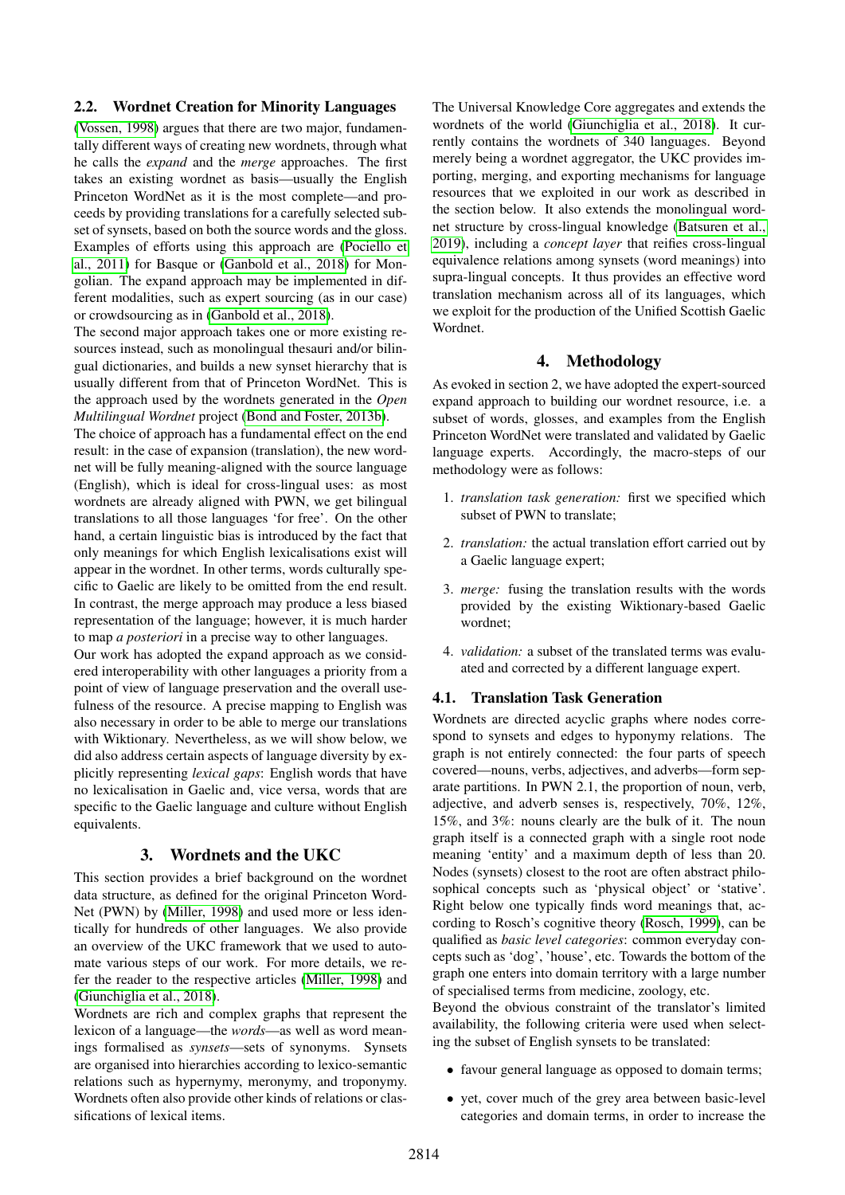### 2.2. Wordnet Creation for Minority Languages

(Vossen, 1998) argues that there are two major, fundamentally different ways of creating new wordnets, through what he calls the *expand* and the *merge* approaches. The first takes an existing wordnet as basis—usually the English Princeton WordNet as it is the most complete—and proceeds by providing translations for a carefully selected subset of synsets, based on both the source words and the gloss. Examples of efforts using this approach are (Pociello et al., 2011) for Basque or (Ganbold et al., 2018) for Mongolian. The expand approach may be implemented in different modalities, such as expert sourcing (as in our case) or crowdsourcing as in (Ganbold et al., 2018).

The second major approach takes one or more existing resources instead, such as monolingual thesauri and/or bilingual dictionaries, and builds a new synset hierarchy that is usually different from that of Princeton WordNet. This is the approach used by the wordnets generated in the *Open Multilingual Wordnet* project (Bond and Foster, 2013b).

The choice of approach has a fundamental effect on the end result: in the case of expansion (translation), the new wordnet will be fully meaning-aligned with the source language (English), which is ideal for cross-lingual uses: as most wordnets are already aligned with PWN, we get bilingual translations to all those languages 'for free'. On the other hand, a certain linguistic bias is introduced by the fact that only meanings for which English lexicalisations exist will appear in the wordnet. In other terms, words culturally specific to Gaelic are likely to be omitted from the end result. In contrast, the merge approach may produce a less biased representation of the language; however, it is much harder to map *a posteriori* in a precise way to other languages.

Our work has adopted the expand approach as we considered interoperability with other languages a priority from a point of view of language preservation and the overall usefulness of the resource. A precise mapping to English was also necessary in order to be able to merge our translations with Wiktionary. Nevertheless, as we will show below, we did also address certain aspects of language diversity by explicitly representing *lexical gaps*: English words that have no lexicalisation in Gaelic and, vice versa, words that are specific to the Gaelic language and culture without English equivalents.

## 3. Wordnets and the UKC

This section provides a brief background on the wordnet data structure, as defined for the original Princeton WordNet (PWN) by (Miller, 1998) and used more or less identically for hundreds of other languages. We also provide an overview of the UKC framework that we used to automate various steps of our work. For more details, we refer the reader to the respective articles (Miller, 1998) and (Giunchiglia et al., 2018).

Wordnets are rich and complex graphs that represent the lexicon of a language—the *words*—as well as word meanings formalised as *synsets*—sets of synonyms. Synsets are organised into hierarchies according to lexico-semantic relations such as hypernymy, meronymy, and troponymy. Wordnets often also provide other kinds of relations or classifications of lexical items.

The Universal Knowledge Core aggregates and extends the wordnets of the world (Giunchiglia et al., 2018). It currently contains the wordnets of 340 languages. Beyond merely being a wordnet aggregator, the UKC provides importing, merging, and exporting mechanisms for language resources that we exploited in our work as described in the section below. It also extends the monolingual wordnet structure by cross-lingual knowledge (Batsuren et al., 2019), including a *concept layer* that reifies cross-lingual equivalence relations among synsets (word meanings) into supra-lingual concepts. It thus provides an effective word translation mechanism across all of its languages, which we exploit for the production of the Unified Scottish Gaelic Wordnet.

## 4. Methodology

As evoked in section 2, we have adopted the expert-sourced expand approach to building our wordnet resource, i.e. a subset of words, glosses, and examples from the English Princeton WordNet were translated and validated by Gaelic language experts. Accordingly, the macro-steps of our methodology were as follows:

1. *translation task generation:* first we specified which subset of PWN to translate;
2. *translation:* the actual translation effort carried out by a Gaelic language expert;
3. *merge:* fusing the translation results with the words provided by the existing Wiktionary-based Gaelic wordnet;
4. *validation:* a subset of the translated terms was evaluated and corrected by a different language expert.

### 4.1. Translation Task Generation

Wordnets are directed acyclic graphs where nodes correspond to synsets and edges to hyponymy relations. The graph is not entirely connected: the four parts of speech covered—nouns, verbs, adjectives, and adverbs—form separate partitions. In PWN 2.1, the proportion of noun, verb, adjective, and adverb senses is, respectively, 70%, 12%, 15%, and 3%: nouns clearly are the bulk of it. The noun graph itself is a connected graph with a single root node meaning 'entity' and a maximum depth of less than 20. Nodes (synsets) closest to the root are often abstract philosophical concepts such as 'physical object' or 'stative'. Right below one typically finds word meanings that, according to Rosch's cognitive theory (Rosch, 1999), can be qualified as *basic level categories*: common everyday concepts such as 'dog', 'house', etc. Towards the bottom of the graph one enters into domain territory with a large number of specialised terms from medicine, zoology, etc.

Beyond the obvious constraint of the translator's limited availability, the following criteria were used when selecting the subset of English synsets to be translated:

- favour general language as opposed to domain terms;
- yet, cover much of the grey area between basic-level categories and domain terms, in order to increase the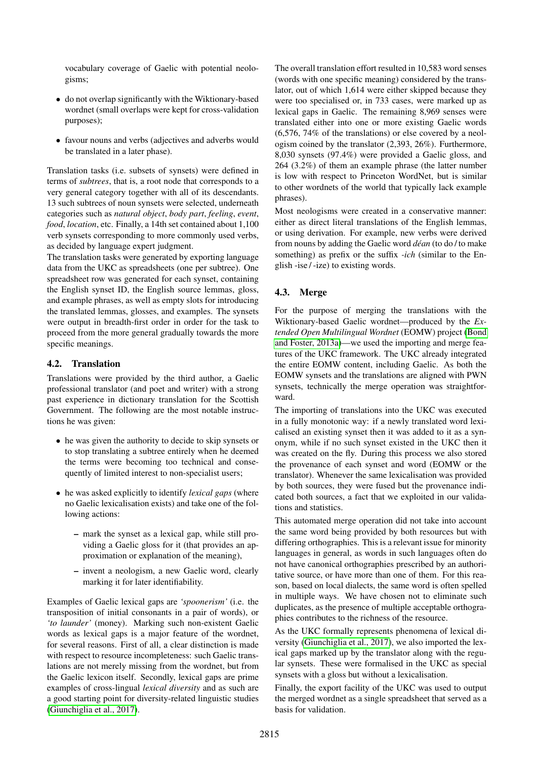vocabulary coverage of Gaelic with potential neologisms;

- do not overlap significantly with the Wiktionary-based wordnet (small overlaps were kept for cross-validation purposes);
- favour nouns and verbs (adjectives and adverbs would be translated in a later phase).

Translation tasks (i.e. subsets of synsets) were defined in terms of *subtrees*, that is, a root node that corresponds to a very general category together with all of its descendants. 13 such subtrees of noun synsets were selected, underneath categories such as *natural object*, *body part*, *feeling*, *event*, *food*, *location*, etc. Finally, a 14th set contained about 1,100 verb synsets corresponding to more commonly used verbs, as decided by language expert judgment.

The translation tasks were generated by exporting language data from the UKC as spreadsheets (one per subtree). One spreadsheet row was generated for each synset, containing the English synset ID, the English source lemmas, gloss, and example phrases, as well as empty slots for introducing the translated lemmas, glosses, and examples. The synsets were output in breadth-first order in order for the task to proceed from the more general gradually towards the more specific meanings.

### 4.2. Translation

Translations were provided by the third author, a Gaelic professional translator (and poet and writer) with a strong past experience in dictionary translation for the Scottish Government. The following are the most notable instructions he was given:

- he was given the authority to decide to skip synsets or to stop translating a subtree entirely when he deemed the terms were becoming too technical and consequently of limited interest to non-specialist users;
- he was asked explicitly to identify *lexical gaps* (where no Gaelic lexicalisation exists) and take one of the following actions:
  - mark the synset as a lexical gap, while still providing a Gaelic gloss for it (that provides an approximation or explanation of the meaning),
  - invent a neologism, a new Gaelic word, clearly marking it for later identifiability.

Examples of Gaelic lexical gaps are *'spoonerism'* (i.e. the transposition of initial consonants in a pair of words), or *'to launder'* (money). Marking such non-existent Gaelic words as lexical gaps is a major feature of the wordnet, for several reasons. First of all, a clear distinction is made with respect to resource incompleteness: such Gaelic translations are not merely missing from the wordnet, but from the Gaelic lexicon itself. Secondly, lexical gaps are prime examples of cross-lingual *lexical diversity* and as such are a good starting point for diversity-related linguistic studies (Giunchiglia et al., 2017).

The overall translation effort resulted in 10,583 word senses (words with one specific meaning) considered by the translator, out of which 1,614 were either skipped because they were too specialised or, in 733 cases, were marked up as lexical gaps in Gaelic. The remaining 8,969 senses were translated either into one or more existing Gaelic words (6,576, 74% of the translations) or else covered by a neologism coined by the translator (2,393, 26%). Furthermore, 8,030 synsets (97.4%) were provided a Gaelic gloss, and 264 (3.2%) of them an example phrase (the latter number is low with respect to Princeton WordNet, but is similar to other wordnets of the world that typically lack example phrases).

Most neologisms were created in a conservative manner: either as direct literal translations of the English lemmas, or using derivation. For example, new verbs were derived from nouns by adding the Gaelic word *déan* (to do / to make something) as prefix or the suffix *-ich* (similar to the English -ise / -ize) to existing words.

### 4.3. Merge

For the purpose of merging the translations with the Wiktionary-based Gaelic wordnet—produced by the *Extended Open Multilingual Wordnet* (EOMW) project (Bond and Foster, 2013a)—we used the importing and merge features of the UKC framework. The UKC already integrated the entire EOMW content, including Gaelic. As both the EOMW synsets and the translations are aligned with PWN synsets, technically the merge operation was straightforward.

The importing of translations into the UKC was executed in a fully monotonic way: if a newly translated word lexicalised an existing synset then it was added to it as a synonym, while if no such synset existed in the UKC then it was created on the fly. During this process we also stored the provenance of each synset and word (EOMW or the translator). Whenever the same lexicalisation was provided by both sources, they were fused but the provenance indicated both sources, a fact that we exploited in our validations and statistics.

This automated merge operation did not take into account the same word being provided by both resources but with differing orthographies. This is a relevant issue for minority languages in general, as words in such languages often do not have canonical orthographies prescribed by an authoritative source, or have more than one of them. For this reason, based on local dialects, the same word is often spelled in multiple ways. We have chosen not to eliminate such duplicates, as the presence of multiple acceptable orthographies contributes to the richness of the resource.

As the UKC formally represents phenomena of lexical diversity (Giunchiglia et al., 2017), we also imported the lexical gaps marked up by the translator along with the regular synsets. These were formalised in the UKC as special synsets with a gloss but without a lexicalisation.

Finally, the export facility of the UKC was used to output the merged wordnet as a single spreadsheet that served as a basis for validation.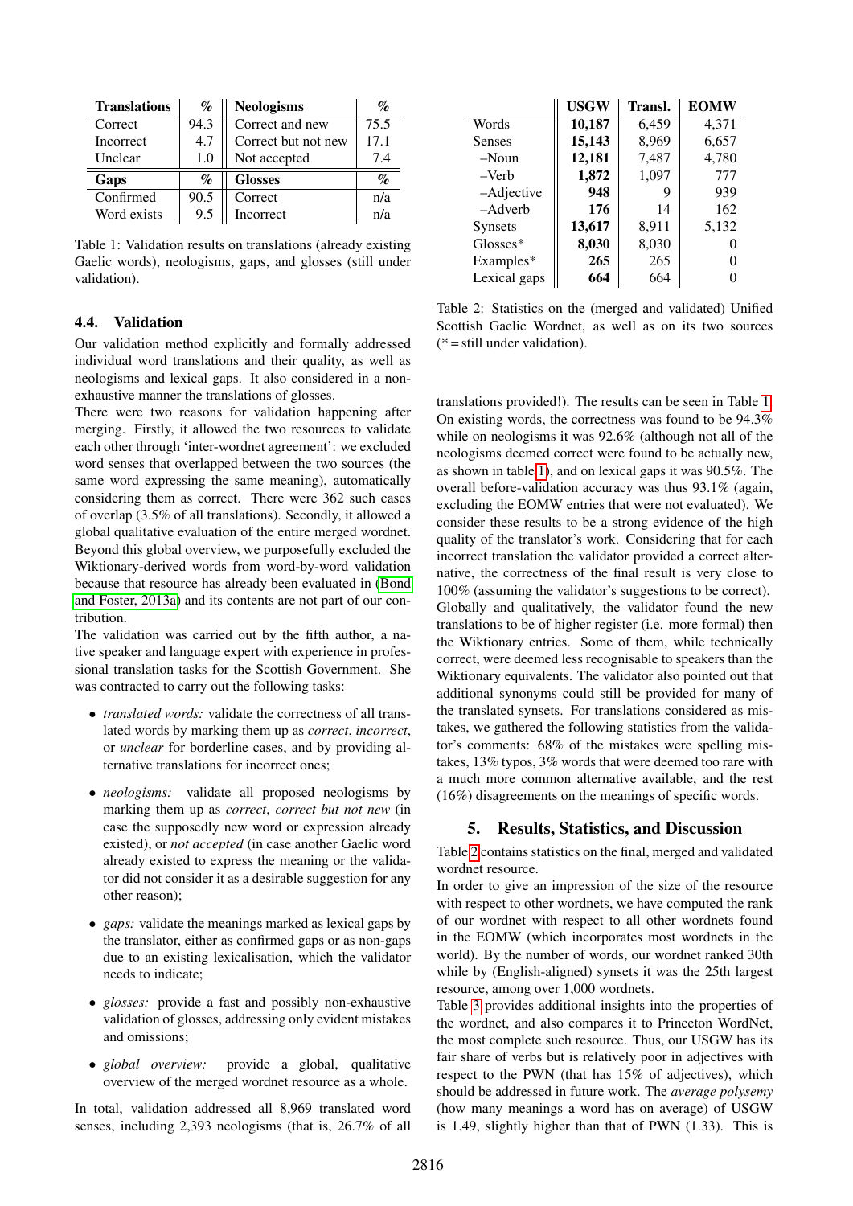| Translations | % | Neologisms | % |
|---|---|---|---|
| Correct | 94.3 | Correct and new | 75.5 |
| Incorrect | 4.7 | Correct but not new | 17.1 |
| Unclear | 1.0 | Not accepted | 7.4 |
| **Gaps** | **%** | **Glosses** | **%** |
| Confirmed | 90.5 | Correct | n/a |
| Word exists | 9.5 | Incorrect | n/a |

Table 1: Validation results on translations (already existing Gaelic words), neologisms, gaps, and glosses (still under validation).

### 4.4. Validation

Our validation method explicitly and formally addressed individual word translations and their quality, as well as neologisms and lexical gaps. It also considered in a non-exhaustive manner the translations of glosses.

There were two reasons for validation happening after merging. Firstly, it allowed the two resources to validate each other through 'inter-wordnet agreement': we excluded word senses that overlapped between the two sources (the same word expressing the same meaning), automatically considering them as correct. There were 362 such cases of overlap (3.5% of all translations). Secondly, it allowed a global qualitative evaluation of the entire merged wordnet. Beyond this global overview, we purposefully excluded the Wiktionary-derived words from word-by-word validation because that resource has already been evaluated in (Bond and Foster, 2013a) and its contents are not part of our contribution.

The validation was carried out by the fifth author, a native speaker and language expert with experience in professional translation tasks for the Scottish Government. She was contracted to carry out the following tasks:

- *translated words:* validate the correctness of all translated words by marking them up as *correct*, *incorrect*, or *unclear* for borderline cases, and by providing alternative translations for incorrect ones;
- *neologisms:* validate all proposed neologisms by marking them up as *correct*, *correct but not new* (in case the supposedly new word or expression already existed), or *not accepted* (in case another Gaelic word already existed to express the meaning or the validator did not consider it as a desirable suggestion for any other reason);
- *gaps:* validate the meanings marked as lexical gaps by the translator, either as confirmed gaps or as non-gaps due to an existing lexicalisation, which the validator needs to indicate;
- *glosses:* provide a fast and possibly non-exhaustive validation of glosses, addressing only evident mistakes and omissions;
- *global overview:* provide a global, qualitative overview of the merged wordnet resource as a whole.

In total, validation addressed all 8,969 translated word senses, including 2,393 neologisms (that is, 26.7% of all translations provided!). The results can be seen in Table 1. On existing words, the correctness was found to be 94.3% while on neologisms it was 92.6% (although not all of the neologisms deemed correct were found to be actually new, as shown in table 1), and on lexical gaps it was 90.5%. The overall before-validation accuracy was thus 93.1% (again, excluding the EOMW entries that were not evaluated). We consider these results to be a strong evidence of the high quality of the translator's work. Considering that for each incorrect translation the validator provided a correct alternative, the correctness of the final result is very close to 100% (assuming the validator's suggestions to be correct). Globally and qualitatively, the validator found the new translations to be of higher register (i.e. more formal) then the Wiktionary entries. Some of them, while technically correct, were deemed less recognisable to speakers than the Wiktionary equivalents. The validator also pointed out that additional synonyms could still be provided for many of the translated synsets. For translations considered as mistakes, we gathered the following statistics from the validator's comments: 68% of the mistakes were spelling mistakes, 13% typos, 3% words that were deemed too rare with a much more common alternative available, and the rest (16%) disagreements on the meanings of specific words.

|  | USGW | Transl. | EOMW |
|---|---|---|---|
| Words | **10,187** | 6,459 | 4,371 |
| Senses | **15,143** | 8,969 | 6,657 |
| –Noun | **12,181** | 7,487 | 4,780 |
| –Verb | **1,872** | 1,097 | 777 |
| –Adjective | **948** | 9 | 939 |
| –Adverb | **176** | 14 | 162 |
| Synsets | **13,617** | 8,911 | 5,132 |
| Glosses* | **8,030** | 8,030 | 0 |
| Examples* | **265** | 265 | 0 |
| Lexical gaps | **664** | 664 | 0 |

Table 2: Statistics on the (merged and validated) Unified Scottish Gaelic Wordnet, as well as on its two sources (* = still under validation).

## 5. Results, Statistics, and Discussion

Table 2 contains statistics on the final, merged and validated wordnet resource.

In order to give an impression of the size of the resource with respect to other wordnets, we have computed the rank of our wordnet with respect to all other wordnets found in the EOMW (which incorporates most wordnets in the world). By the number of words, our wordnet ranked 30th while by (English-aligned) synsets it was the 25th largest resource, among over 1,000 wordnets.

Table 3 provides additional insights into the properties of the wordnet, and also compares it to Princeton WordNet, the most complete such resource. Thus, our USGW has its fair share of verbs but is relatively poor in adjectives with respect to the PWN (that has 15% of adjectives), which should be addressed in future work. The *average polysemy* (how many meanings a word has on average) of USGW is 1.49, slightly higher than that of PWN (1.33). This is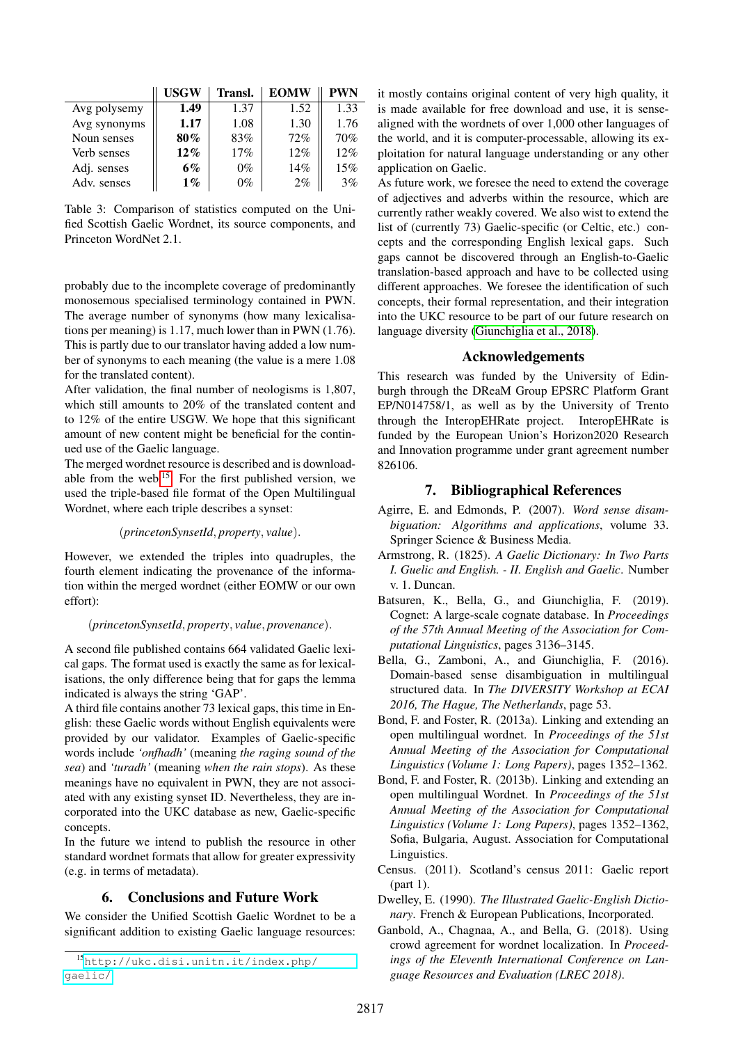| | **USGW** | **Transl.** | **EOMW** | **PWN** |
|---|---|---|---|---|
| Avg polysemy | **1.49** | 1.37 | 1.52 | 1.33 |
| Avg synonyms | **1.17** | 1.08 | 1.30 | 1.76 |
| Noun senses | **80%** | 83% | 72% | 70% |
| Verb senses | **12%** | 17% | 12% | 12% |
| Adj. senses | **6%** | 0% | 14% | 15% |
| Adv. senses | **1%** | 0% | 2% | 3% |

Table 3: Comparison of statistics computed on the Unified Scottish Gaelic Wordnet, its source components, and Princeton WordNet 2.1.

probably due to the incomplete coverage of predominantly monosemous specialised terminology contained in PWN. The average number of synonyms (how many lexicalisations per meaning) is 1.17, much lower than in PWN (1.76). This is partly due to our translator having added a low number of synonyms to each meaning (the value is a mere 1.08 for the translated content).

After validation, the final number of neologisms is 1,807, which still amounts to 20% of the translated content and to 12% of the entire USGW. We hope that this significant amount of new content might be beneficial for the continued use of the Gaelic language.

The merged wordnet resource is described and is downloadable from the web[15]. For the first published version, we used the triple-based file format of the Open Multilingual Wordnet, where each triple describes a synset:

$$(\textit{princetonSynsetId}, \textit{property}, \textit{value}).$$

However, we extended the triples into quadruples, the fourth element indicating the provenance of the information within the merged wordnet (either EOMW or our own effort):

$$(\textit{princetonSynsetId}, \textit{property}, \textit{value}, \textit{provenance}).$$

A second file published contains 664 validated Gaelic lexical gaps. The format used is exactly the same as for lexicalisations, the only difference being that for gaps the lemma indicated is always the string 'GAP'.

A third file contains another 73 lexical gaps, this time in English: these Gaelic words without English equivalents were provided by our validator. Examples of Gaelic-specific words include *'onfhadh'* (meaning *the raging sound of the sea*) and *'turadh'* (meaning *when the rain stops*). As these meanings have no equivalent in PWN, they are not associated with any existing synset ID. Nevertheless, they are incorporated into the UKC database as new, Gaelic-specific concepts.

In the future we intend to publish the resource in other standard wordnet formats that allow for greater expressivity (e.g. in terms of metadata).

## 6. Conclusions and Future Work

We consider the Unified Scottish Gaelic Wordnet to be a significant addition to existing Gaelic language resources: it mostly contains original content of very high quality, it is made available for free download and use, it is sense-aligned with the wordnets of over 1,000 other languages of the world, and it is computer-processable, allowing its exploitation for natural language understanding or any other application on Gaelic.

As future work, we foresee the need to extend the coverage of adjectives and adverbs within the resource, which are currently rather weakly covered. We also wist to extend the list of (currently 73) Gaelic-specific (or Celtic, etc.) concepts and the corresponding English lexical gaps. Such gaps cannot be discovered through an English-to-Gaelic translation-based approach and have to be collected using different approaches. We foresee the identification of such concepts, their formal representation, and their integration into the UKC resource to be part of our future research on language diversity (Giunchiglia et al., 2018).

## Acknowledgements

This research was funded by the University of Edinburgh through the DReaM Group EPSRC Platform Grant EP/N014758/1, as well as by the University of Trento through the InteropEHRate project. InteropEHRate is funded by the European Union's Horizon2020 Research and Innovation programme under grant agreement number 826106.

## 7. Bibliographical References

Agirre, E. and Edmonds, P. (2007). *Word sense disambiguation: Algorithms and applications*, volume 33. Springer Science & Business Media.

Armstrong, R. (1825). *A Gaelic Dictionary: In Two Parts I. Guelic and English. - II. English and Gaelic*. Number v. 1. Duncan.

Batsuren, K., Bella, G., and Giunchiglia, F. (2019). Cognet: A large-scale cognate database. In *Proceedings of the 57th Annual Meeting of the Association for Computational Linguistics*, pages 3136–3145.

Bella, G., Zamboni, A., and Giunchiglia, F. (2016). Domain-based sense disambiguation in multilingual structured data. In *The DIVERSITY Workshop at ECAI 2016, The Hague, The Netherlands*, page 53.

Bond, F. and Foster, R. (2013a). Linking and extending an open multilingual wordnet. In *Proceedings of the 51st Annual Meeting of the Association for Computational Linguistics (Volume 1: Long Papers)*, pages 1352–1362.

Bond, F. and Foster, R. (2013b). Linking and extending an open multilingual Wordnet. In *Proceedings of the 51st Annual Meeting of the Association for Computational Linguistics (Volume 1: Long Papers)*, pages 1352–1362, Sofia, Bulgaria, August. Association for Computational Linguistics.

Census. (2011). Scotland's census 2011: Gaelic report (part 1).

Dwelley, E. (1990). *The Illustrated Gaelic-English Dictionary*. French & European Publications, Incorporated.

Ganbold, A., Chagnaa, A., and Bella, G. (2018). Using crowd agreement for wordnet localization. In *Proceedings of the Eleventh International Conference on Language Resources and Evaluation (LREC 2018)*.

[15] http://ukc.disi.unitn.it/index.php/gaelic/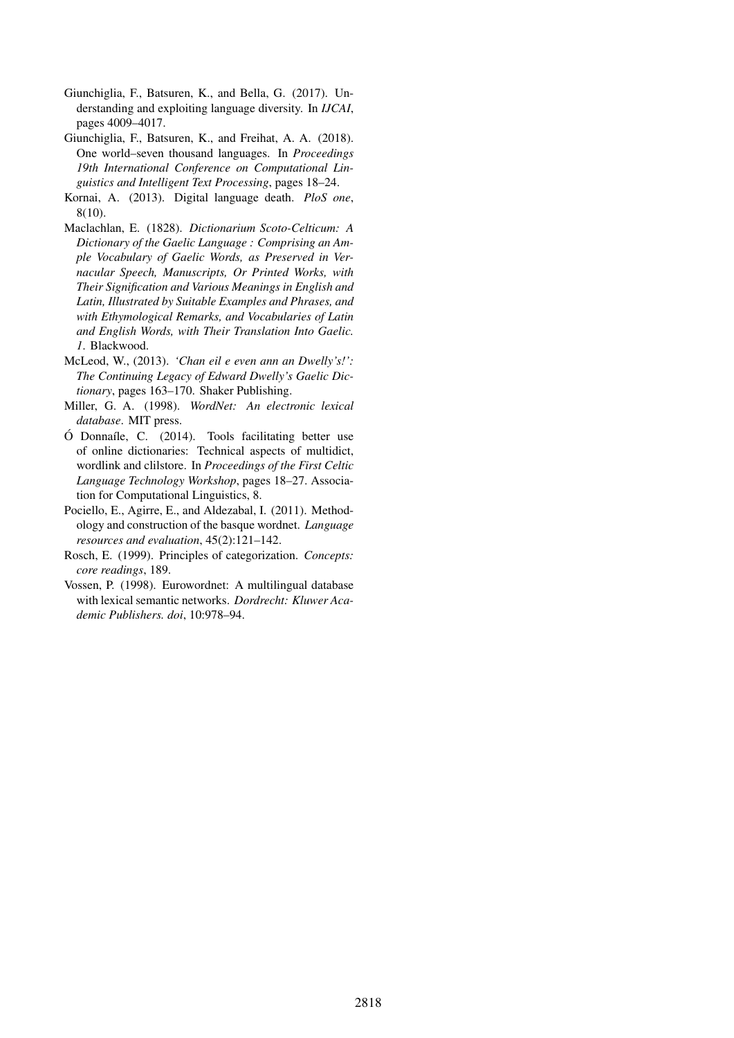Giunchiglia, F., Batsuren, K., and Bella, G. (2017). Understanding and exploiting language diversity. In *IJCAI*, pages 4009–4017.

Giunchiglia, F., Batsuren, K., and Freihat, A. A. (2018). One world–seven thousand languages. In *Proceedings 19th International Conference on Computational Linguistics and Intelligent Text Processing*, pages 18–24.

Kornai, A. (2013). Digital language death. *PloS one*, 8(10).

Maclachlan, E. (1828). *Dictionarium Scoto-Celticum: A Dictionary of the Gaelic Language : Comprising an Ample Vocabulary of Gaelic Words, as Preserved in Vernacular Speech, Manuscripts, Or Printed Works, with Their Signification and Various Meanings in English and Latin, Illustrated by Suitable Examples and Phrases, and with Ethymological Remarks, and Vocabularies of Latin and English Words, with Their Translation Into Gaelic. 1*. Blackwood.

McLeod, W., (2013). *'Chan eil e even ann an Dwelly's!': The Continuing Legacy of Edward Dwelly's Gaelic Dictionary*, pages 163–170. Shaker Publishing.

Miller, G. A. (1998). *WordNet: An electronic lexical database*. MIT press.

Ó Donnaíle, C. (2014). Tools facilitating better use of online dictionaries: Technical aspects of multidict, wordlink and clilstore. In *Proceedings of the First Celtic Language Technology Workshop*, pages 18–27. Association for Computational Linguistics, 8.

Pociello, E., Agirre, E., and Aldezabal, I. (2011). Methodology and construction of the basque wordnet. *Language resources and evaluation*, 45(2):121–142.

Rosch, E. (1999). Principles of categorization. *Concepts: core readings*, 189.

Vossen, P. (1998). Eurowordnet: A multilingual database with lexical semantic networks. *Dordrecht: Kluwer Academic Publishers. doi*, 10:978–94.